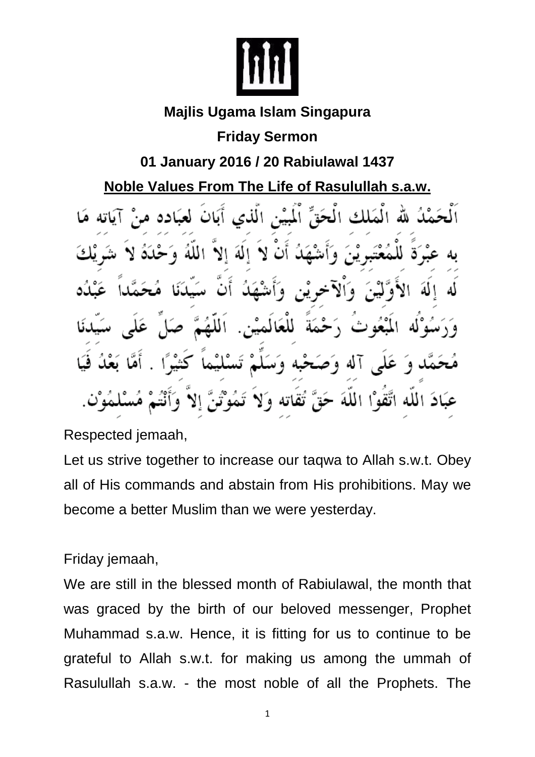**Majlis Ugama Islam Singapura**

**Friday Sermon**

**01 January 2016 / 20 Rabiulawal 1437**

**Noble Values From The Life of Rasulullah s.a.w.**

اَلْحَمْدُ لله الْمَلِك الْحَقِّ الْمُبِيْنِ الَّذِي أَبَانَ لعبَاده منْ آيَاته مَا به عبْرَةً للْمُعْتَبرِيْنَ وَأَشْهَدُ أَنْ لاَ إِلَهَ إِلاَّ اللَّهُ وَحْدَهُ لاَ شَرِيْكَ لَه إِلَهَ الأَوَّلِيْنَ وَالآخرِيْن وَأَشْهَدُ أَنَّ سَيِّدَنَا مُحَمَّداً عَبْدُه وَرَسُوْلُه المَبْعُوثُ رَحْمَةً للْعَالَمِيْن. اَللَّهُمَّ صَلِّ عَلَى سَيِّدنَا مُحَمَّد وَ عَلَى آله وَصَحْبِه وَسَلِّمْ تَسْلِيْماً كَثِيْرًا . أَمَّا بَعْدُ فَيَا عبَادَ اللّه اتَّقُوْا اللَّهَ حَقَّ تُقَاته وَلاَ تَمُوْتُنَّ إِلاَّ وَأَنْتُمْ مُسْلمُوْن.

Respected jemaah,

Let us strive together to increase our taqwa to Allah s.w.t. Obey all of His commands and abstain from His prohibitions. May we become a better Muslim than we were yesterday.

Friday jemaah,

We are still in the blessed month of Rabiulawal, the month that was graced by the birth of our beloved messenger, Prophet Muhammad s.a.w. Hence, it is fitting for us to continue to be grateful to Allah s.w.t. for making us among the ummah of Rasulullah s.a.w. - the most noble of all the Prophets. The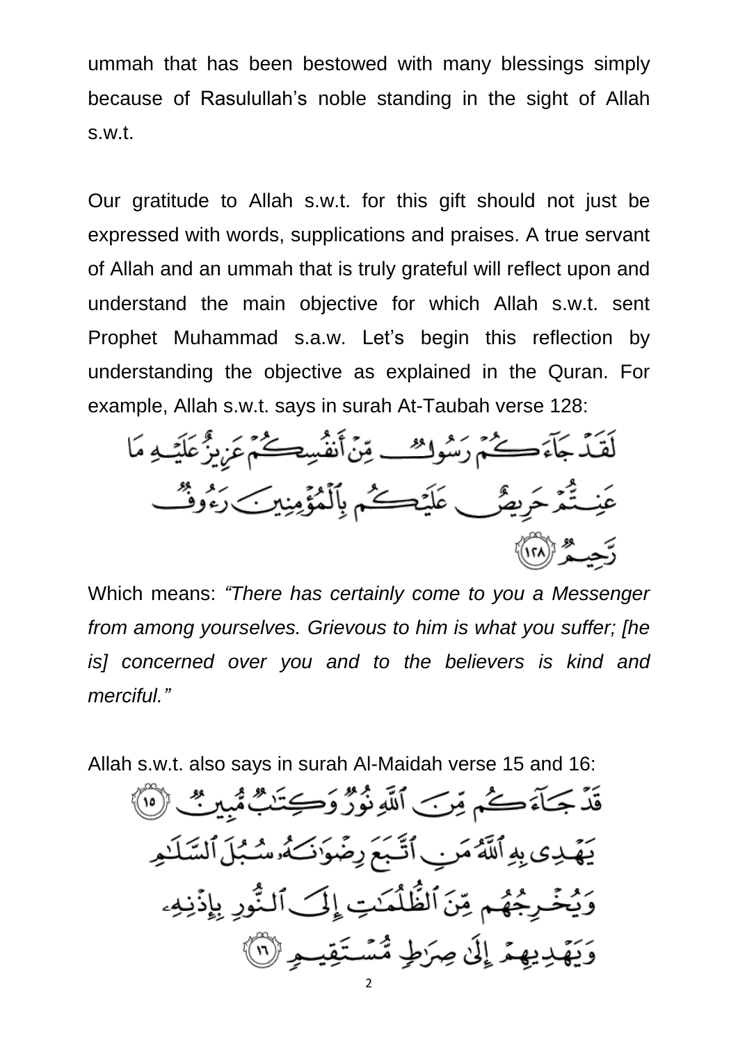ummah that has been bestowed with many blessings simply because of Rasulullah's noble standing in the sight of Allah s.w.t.

Our gratitude to Allah s.w.t. for this gift should not just be expressed with words, supplications and praises. A true servant of Allah and an ummah that is truly grateful will reflect upon and understand the main objective for which Allah s.w.t. sent Prophet Muhammad s.a.w. Let's begin this reflection by understanding the objective as explained in the Quran. For example, Allah s.w.t. says in surah At-Taubah verse 128:

لَقَدْ جَآءَكُمْ رَسُولٌ مِّنْ أَنفُسِكُمْ عَزِيزٌ عَلَيْهِ مَا عَنِتُّمْ حَرِيصٌ عَلَيْكُم بِٱلْمُؤْمِنِينَ رَءُوفٌ رَّحِيمٌ ﴿١٢٨﴾

Which means: *"There has certainly come to you a Messenger from among yourselves. Grievous to him is what you suffer; [he is] concerned over you and to the believers is kind and merciful."*

Allah s.w.t. also says in surah Al-Maidah verse 15 and 16:

قَدْ جَآءَكُم مِّنَ ٱللَّهِ نُورٌ وَكِتَٰبٌ مُّبِينٌ ﴿١٥﴾ يَهْدِى بِهِ ٱللَّهُ مَنِ ٱتَّبَعَ رِضْوَٰنَهُۥ سُبُلَ ٱلسَّلَٰمِ وَيُخْرِجُهُم مِّنَ ٱلظُّلُمَٰتِ إِلَى ٱلنُّورِ بِإِذْنِهِۦ وَيَهْدِيهِمْ إِلَىٰ صِرَٰطٍ مُّسْتَقِيمٍ ﴿١٦﴾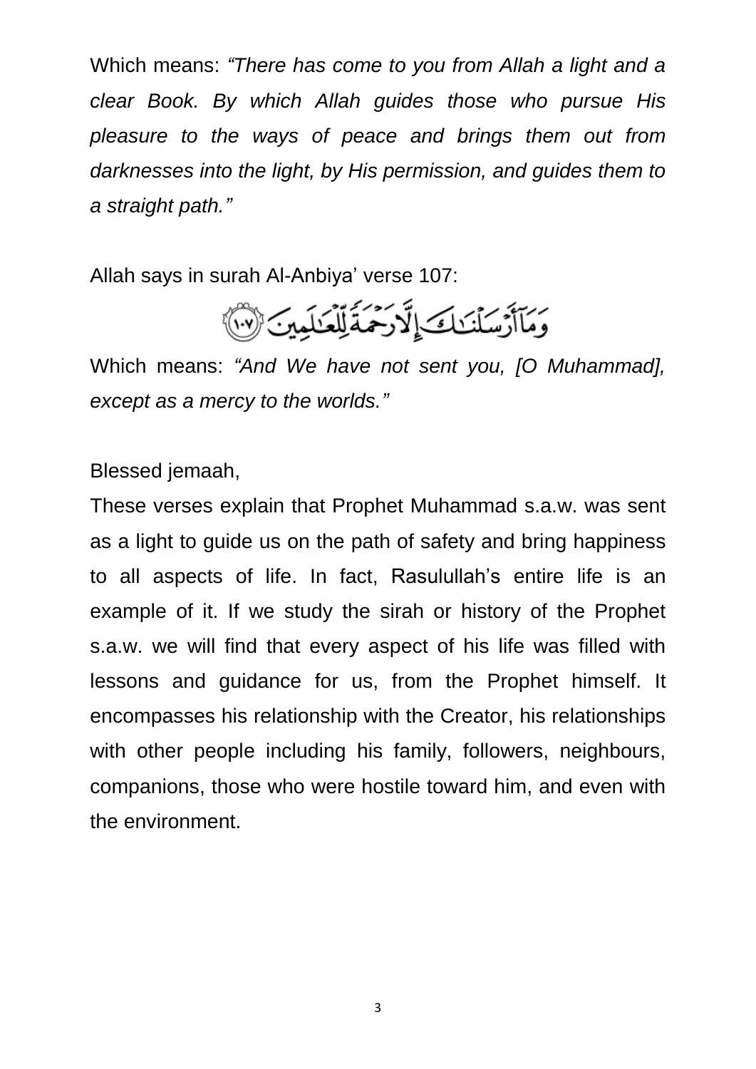Which means: *"There has come to you from Allah a light and a clear Book. By which Allah guides those who pursue His pleasure to the ways of peace and brings them out from darknesses into the light, by His permission, and guides them to a straight path."*

Allah says in surah Al-Anbiya' verse 107:

وَمَآ أَرْسَلْنَٰكَ إِلَّا رَحْمَةً لِّلْعَٰلَمِينَ ﴿١٠٧﴾

Which means: *"And We have not sent you, [O Muhammad], except as a mercy to the worlds."*

Blessed jemaah,

These verses explain that Prophet Muhammad s.a.w. was sent as a light to guide us on the path of safety and bring happiness to all aspects of life. In fact, Rasulullah's entire life is an example of it. If we study the sirah or history of the Prophet s.a.w. we will find that every aspect of his life was filled with lessons and guidance for us, from the Prophet himself. It encompasses his relationship with the Creator, his relationships with other people including his family, followers, neighbours, companions, those who were hostile toward him, and even with the environment.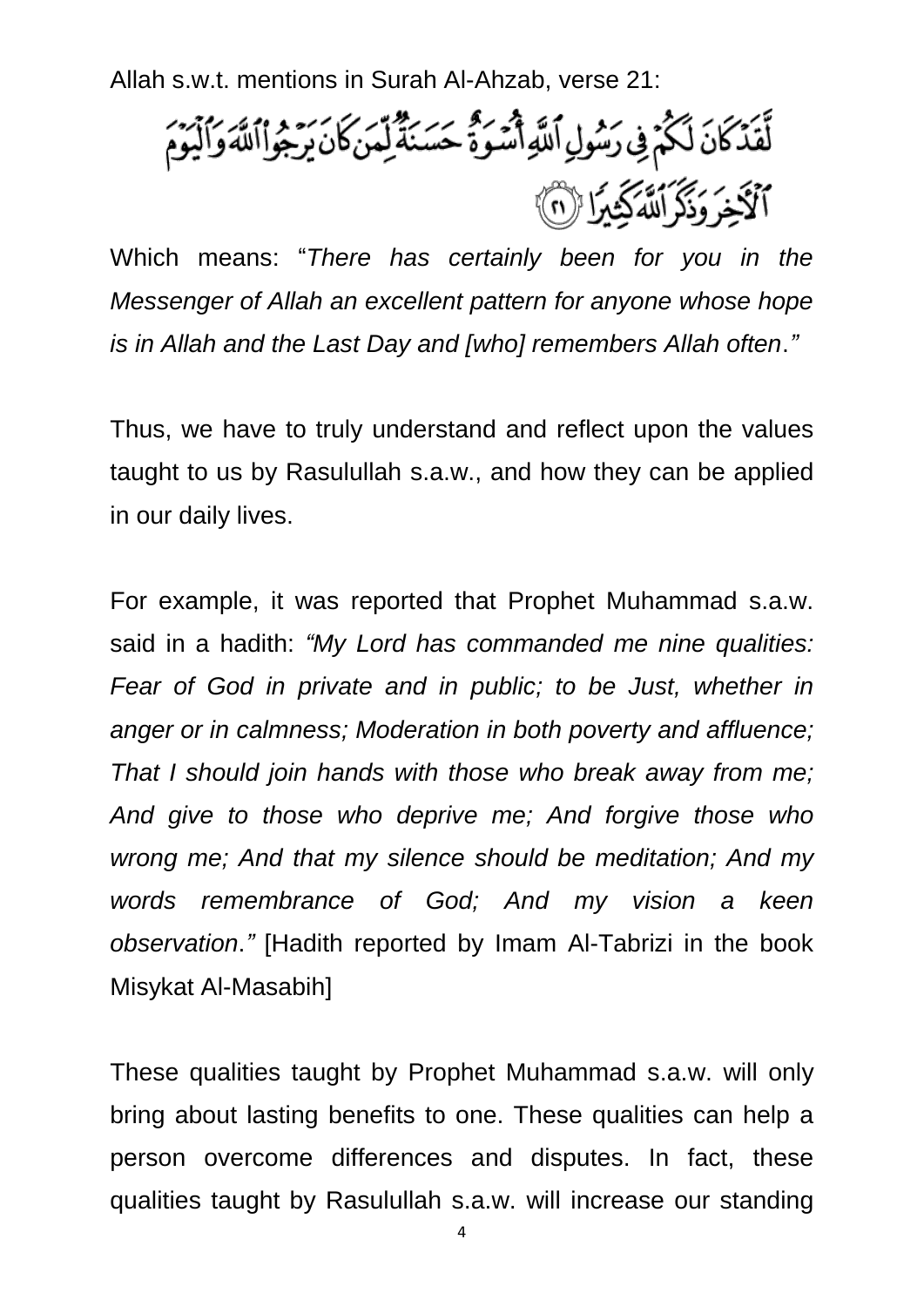Allah s.w.t. mentions in Surah Al-Ahzab, verse 21:

لَّقَدْ كَانَ لَكُمْ فِي رَسُولِ ٱللَّهِ أُسْوَةٌ حَسَنَةٌ لِّمَن كَانَ يَرْجُوا۟ ٱللَّهَ وَٱلْيَوْمَ ٱلْءَاخِرَ وَذَكَرَ ٱللَّهَ كَثِيرًا ﴿٢١﴾

Which means: "*There has certainly been for you in the Messenger of Allah an excellent pattern for anyone whose hope is in Allah and the Last Day and [who] remembers Allah often*.*"*

Thus, we have to truly understand and reflect upon the values taught to us by Rasulullah s.a.w., and how they can be applied in our daily lives.

For example, it was reported that Prophet Muhammad s.a.w. said in a hadith: *"My Lord has commanded me nine qualities: Fear of God in private and in public; to be Just, whether in anger or in calmness; Moderation in both poverty and affluence; That I should join hands with those who break away from me; And give to those who deprive me; And forgive those who wrong me; And that my silence should be meditation; And my words remembrance of God; And my vision a keen observation."* [Hadith reported by Imam Al-Tabrizi in the book Misykat Al-Masabih]

These qualities taught by Prophet Muhammad s.a.w. will only bring about lasting benefits to one. These qualities can help a person overcome differences and disputes. In fact, these qualities taught by Rasulullah s.a.w. will increase our standing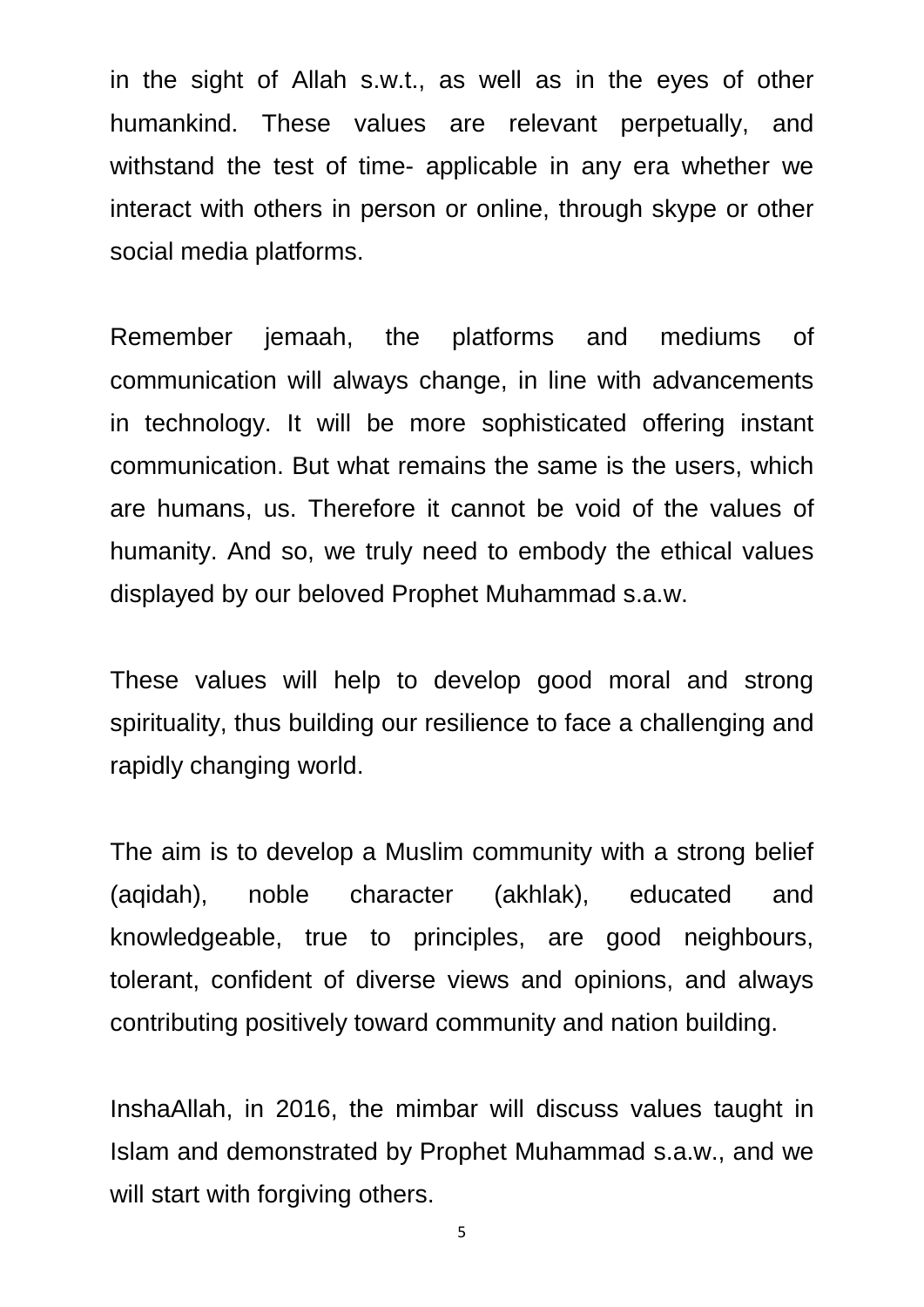in the sight of Allah s.w.t., as well as in the eyes of other humankind. These values are relevant perpetually, and withstand the test of time- applicable in any era whether we interact with others in person or online, through skype or other social media platforms.

Remember jemaah, the platforms and mediums of communication will always change, in line with advancements in technology. It will be more sophisticated offering instant communication. But what remains the same is the users, which are humans, us. Therefore it cannot be void of the values of humanity. And so, we truly need to embody the ethical values displayed by our beloved Prophet Muhammad s.a.w.

These values will help to develop good moral and strong spirituality, thus building our resilience to face a challenging and rapidly changing world.

The aim is to develop a Muslim community with a strong belief (aqidah), noble character (akhlak), educated and knowledgeable, true to principles, are good neighbours, tolerant, confident of diverse views and opinions, and always contributing positively toward community and nation building.

InshaAllah, in 2016, the mimbar will discuss values taught in Islam and demonstrated by Prophet Muhammad s.a.w., and we will start with forgiving others.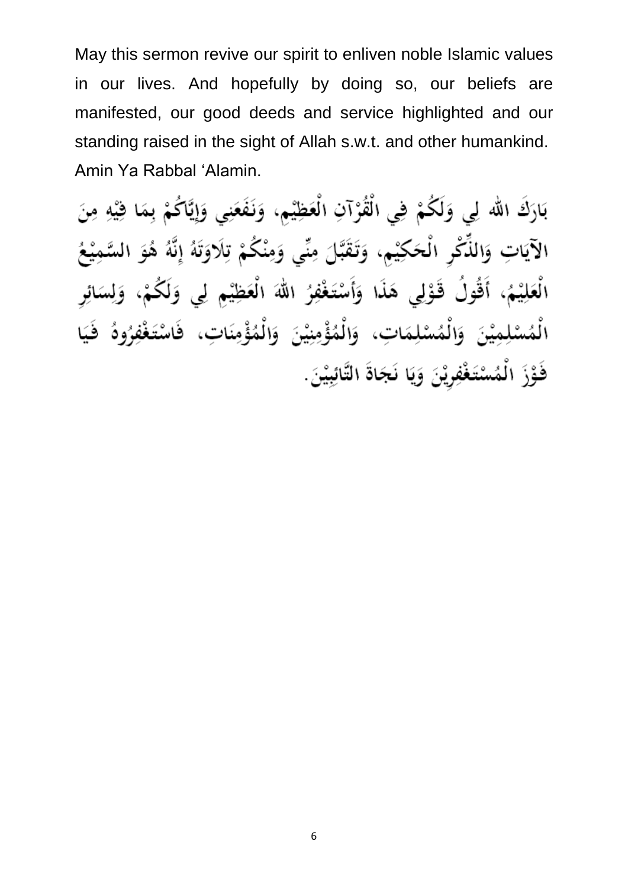May this sermon revive our spirit to enliven noble Islamic values in our lives. And hopefully by doing so, our beliefs are manifested, our good deeds and service highlighted and our standing raised in the sight of Allah s.w.t. and other humankind. Amin Ya Rabbal 'Alamin.

بَارَكَ اللهُ لِي وَلَكُمْ فِي الْقُرْآنِ الْعَظِيْمِ، وَنَفَعَنِي وَإِيَّاكُمْ بِمَا فِيْهِ مِنَ الآيَاتِ وَالذِّكْرِ الْحَكِيْمِ، وَتَقَبَّلَ مِنِّي وَمِنْكُمْ تِلَاوَتَهُ إِنَّهُ هُوَ السَّمِيْعُ الْعَلِيْمُ، أَقُولُ قَوْلِي هَذَا وَأَسْتَغْفِرُ اللهَ الْعَظِيْمَ لِي وَلَكُمْ، وَلِسَائِرِ الْمُسْلِمِيْنَ وَالْمُسْلِمَاتِ، وَالْمُؤْمِنِيْنَ وَالْمُؤْمِنَاتِ، فَاسْتَغْفِرُوهُ فَيَا فَوْزَ الْمُسْتَغْفِرِيْنَ وَيَا نَجَاةَ التَّائِبِيْنَ.